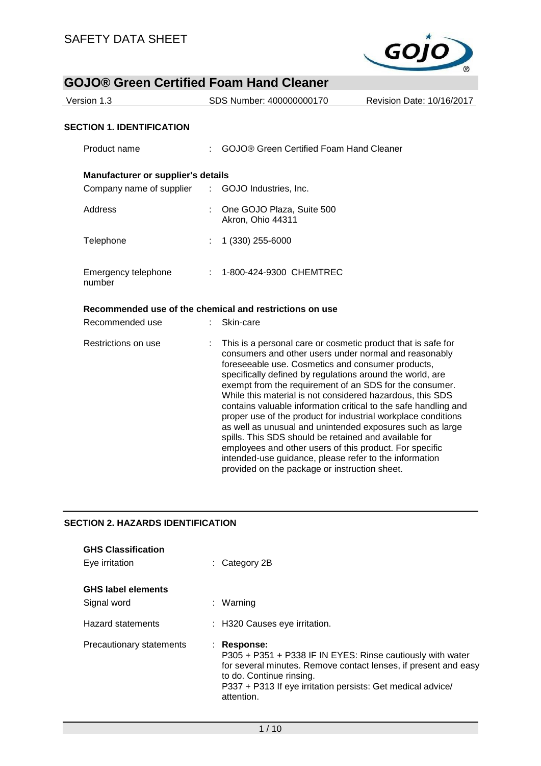SAFETY DATA SHEET

# GOJO® Green Certified Foam Hand Cleaner

Version 1.3 | SDS Number: 400000000170 | Revision Date: 10/16/2017

## SECTION 1. IDENTIFICATION

Product name : GOJO® Green Certified Foam Hand Cleaner

**Manufacturer or supplier's details**

Company name of supplier : GOJO Industries, Inc.

Address : One GOJO Plaza, Suite 500
Akron, Ohio 44311

Telephone : 1 (330) 255-6000

Emergency telephone number : 1-800-424-9300 CHEMTREC

**Recommended use of the chemical and restrictions on use**

Recommended use : Skin-care

Restrictions on use : This is a personal care or cosmetic product that is safe for consumers and other users under normal and reasonably foreseeable use. Cosmetics and consumer products, specifically defined by regulations around the world, are exempt from the requirement of an SDS for the consumer. While this material is not considered hazardous, this SDS contains valuable information critical to the safe handling and proper use of the product for industrial workplace conditions as well as unusual and unintended exposures such as large spills. This SDS should be retained and available for employees and other users of this product. For specific intended-use guidance, please refer to the information provided on the package or instruction sheet.

## SECTION 2. HAZARDS IDENTIFICATION

**GHS Classification**

Eye irritation : Category 2B

**GHS label elements**

Signal word : Warning

Hazard statements : H320 Causes eye irritation.

Precautionary statements : **Response:**
P305 + P351 + P338 IF IN EYES: Rinse cautiously with water for several minutes. Remove contact lenses, if present and easy to do. Continue rinsing.
P337 + P313 If eye irritation persists: Get medical advice/ attention.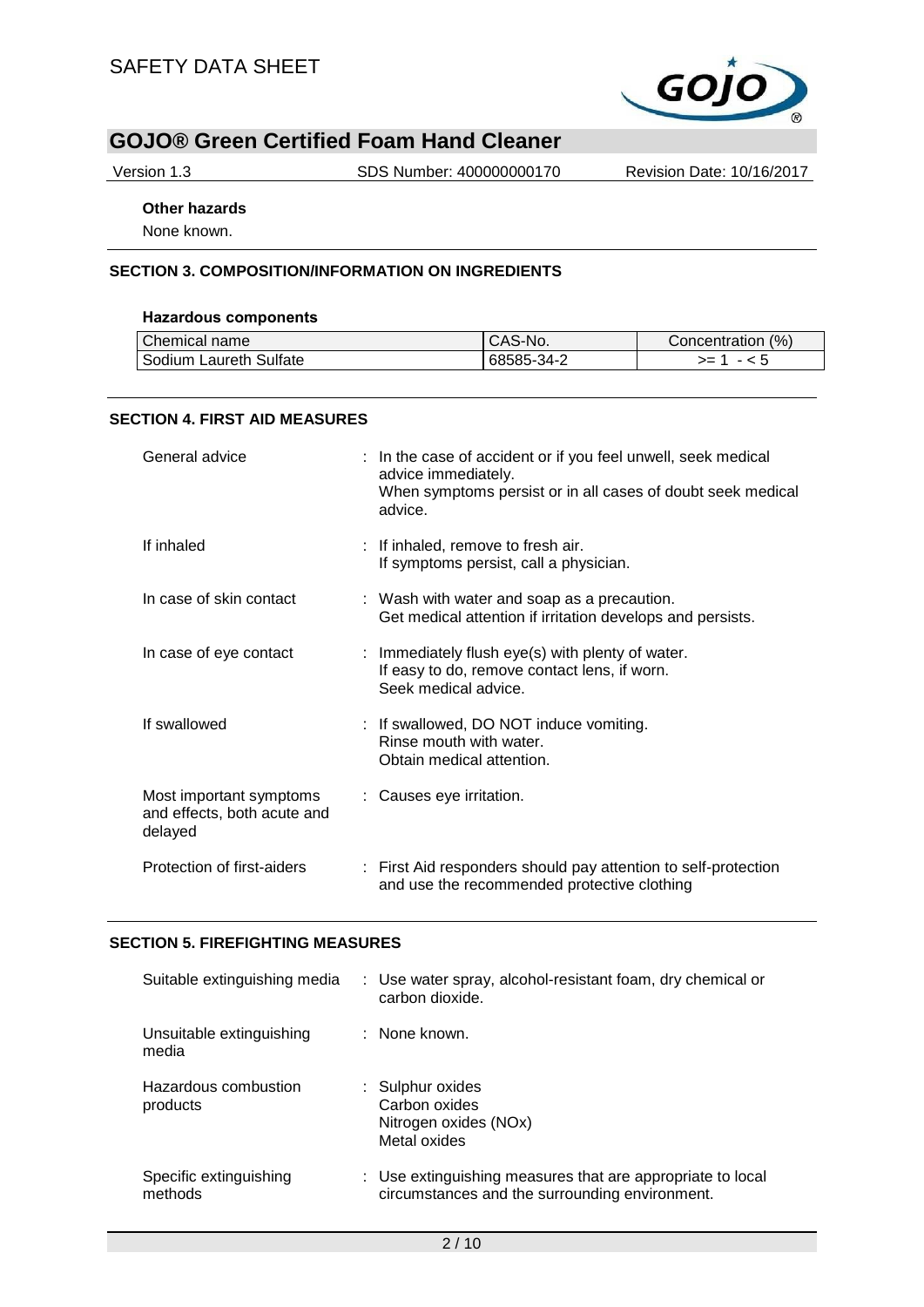**Other hazards**

None known.

## SECTION 3. COMPOSITION/INFORMATION ON INGREDIENTS

**Hazardous components**

| Chemical name | CAS-No. | Concentration (%) |
|---|---|---|
| Sodium Laureth Sulfate | 68585-34-2 | >= 1 - < 5 |

## SECTION 4. FIRST AID MEASURES

General advice : In the case of accident or if you feel unwell, seek medical advice immediately.
When symptoms persist or in all cases of doubt seek medical advice.

If inhaled : If inhaled, remove to fresh air.
If symptoms persist, call a physician.

In case of skin contact : Wash with water and soap as a precaution.
Get medical attention if irritation develops and persists.

In case of eye contact : Immediately flush eye(s) with plenty of water.
If easy to do, remove contact lens, if worn.
Seek medical advice.

If swallowed : If swallowed, DO NOT induce vomiting.
Rinse mouth with water.
Obtain medical attention.

Most important symptoms and effects, both acute and delayed : Causes eye irritation.

Protection of first-aiders : First Aid responders should pay attention to self-protection and use the recommended protective clothing

## SECTION 5. FIREFIGHTING MEASURES

Suitable extinguishing media : Use water spray, alcohol-resistant foam, dry chemical or carbon dioxide.

Unsuitable extinguishing media : None known.

Hazardous combustion products : Sulphur oxides
Carbon oxides
Nitrogen oxides (NOx)
Metal oxides

Specific extinguishing methods : Use extinguishing measures that are appropriate to local circumstances and the surrounding environment.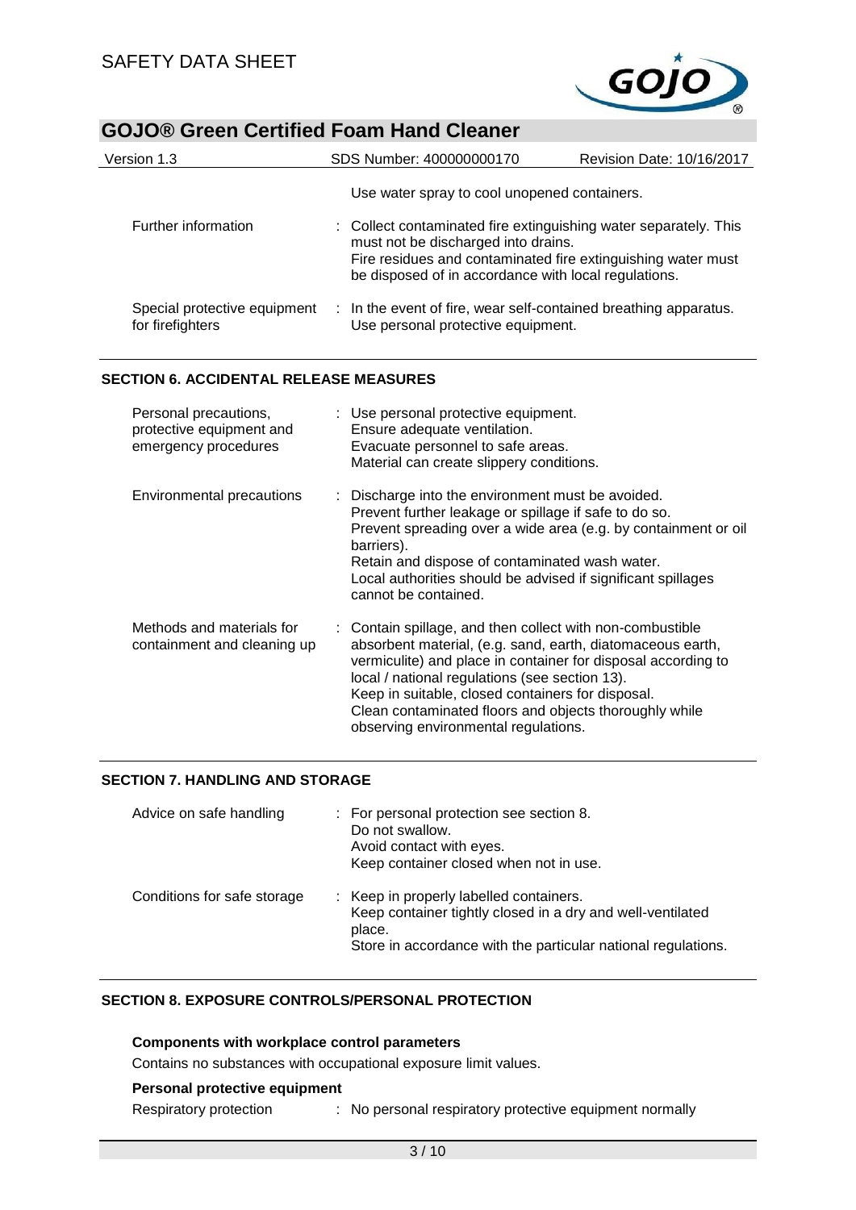| | |
|---|---|
| | Use water spray to cool unopened containers. |
| Further information | : Collect contaminated fire extinguishing water separately. This must not be discharged into drains.<br>Fire residues and contaminated fire extinguishing water must be disposed of in accordance with local regulations. |
| Special protective equipment for firefighters | : In the event of fire, wear self-contained breathing apparatus.<br>Use personal protective equipment. |

## SECTION 6. ACCIDENTAL RELEASE MEASURES

| | |
|---|---|
| Personal precautions, protective equipment and emergency procedures | : Use personal protective equipment.<br>Ensure adequate ventilation.<br>Evacuate personnel to safe areas.<br>Material can create slippery conditions. |
| Environmental precautions | : Discharge into the environment must be avoided.<br>Prevent further leakage or spillage if safe to do so.<br>Prevent spreading over a wide area (e.g. by containment or oil barriers).<br>Retain and dispose of contaminated wash water.<br>Local authorities should be advised if significant spillages cannot be contained. |
| Methods and materials for containment and cleaning up | : Contain spillage, and then collect with non-combustible absorbent material, (e.g. sand, earth, diatomaceous earth, vermiculite) and place in container for disposal according to local / national regulations (see section 13).<br>Keep in suitable, closed containers for disposal.<br>Clean contaminated floors and objects thoroughly while observing environmental regulations. |

## SECTION 7. HANDLING AND STORAGE

| | |
|---|---|
| Advice on safe handling | : For personal protection see section 8.<br>Do not swallow.<br>Avoid contact with eyes.<br>Keep container closed when not in use. |
| Conditions for safe storage | : Keep in properly labelled containers.<br>Keep container tightly closed in a dry and well-ventilated place.<br>Store in accordance with the particular national regulations. |

## SECTION 8. EXPOSURE CONTROLS/PERSONAL PROTECTION

### Components with workplace control parameters

Contains no substances with occupational exposure limit values.

### Personal protective equipment

| | |
|---|---|
| Respiratory protection | : No personal respiratory protective equipment normally |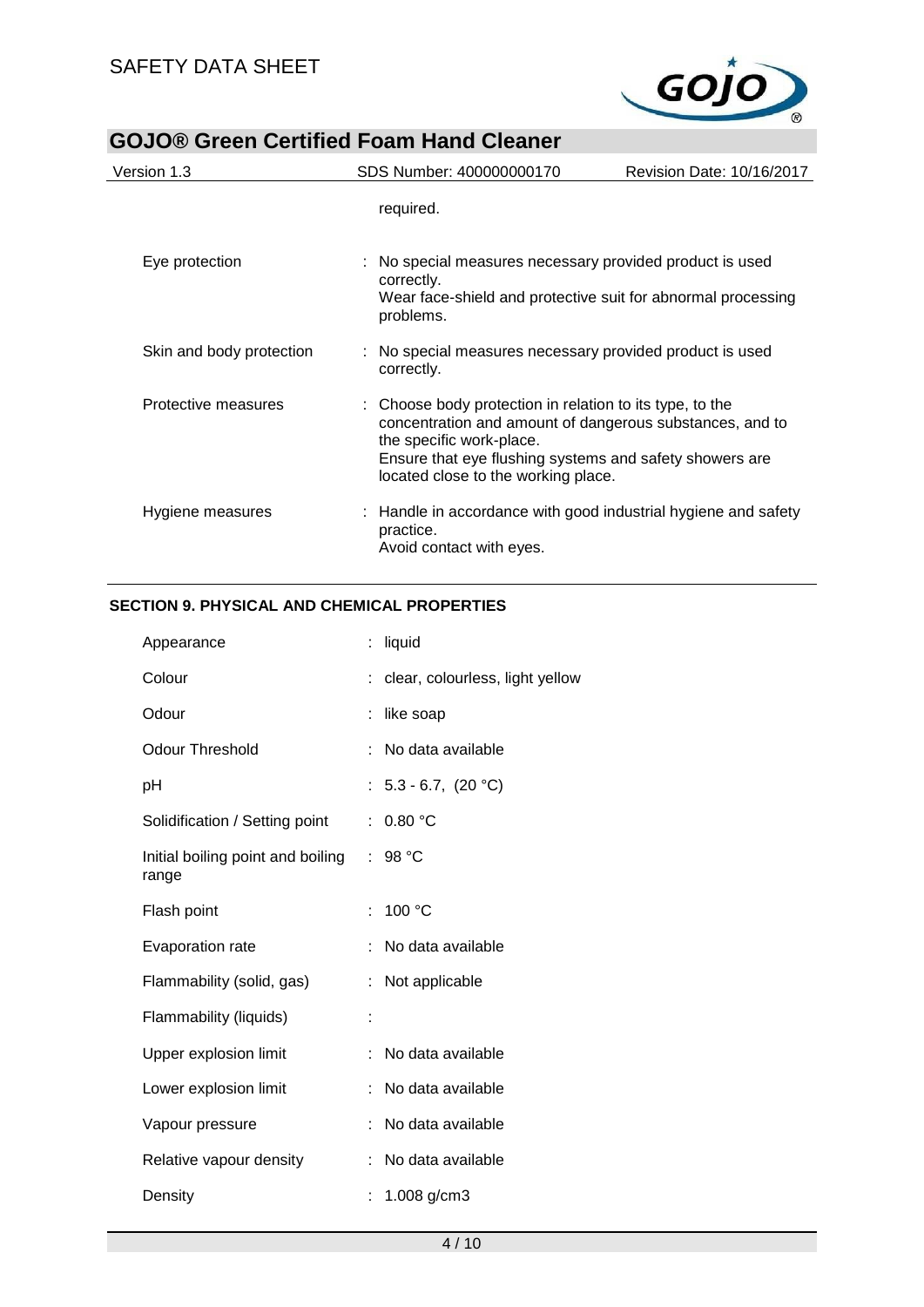| | |
|---|---|
| | required. |
| Eye protection | : No special measures necessary provided product is used correctly. Wear face-shield and protective suit for abnormal processing problems. |
| Skin and body protection | : No special measures necessary provided product is used correctly. |
| Protective measures | : Choose body protection in relation to its type, to the concentration and amount of dangerous substances, and to the specific work-place. Ensure that eye flushing systems and safety showers are located close to the working place. |
| Hygiene measures | : Handle in accordance with good industrial hygiene and safety practice. Avoid contact with eyes. |

## SECTION 9. PHYSICAL AND CHEMICAL PROPERTIES

| | |
|---|---|
| Appearance | : liquid |
| Colour | : clear, colourless, light yellow |
| Odour | : like soap |
| Odour Threshold | : No data available |
| pH | : 5.3 - 6.7, (20 °C) |
| Solidification / Setting point | : 0.80 °C |
| Initial boiling point and boiling range | : 98 °C |
| Flash point | : 100 °C |
| Evaporation rate | : No data available |
| Flammability (solid, gas) | : Not applicable |
| Flammability (liquids) | : |
| Upper explosion limit | : No data available |
| Lower explosion limit | : No data available |
| Vapour pressure | : No data available |
| Relative vapour density | : No data available |
| Density | : 1.008 g/cm3 |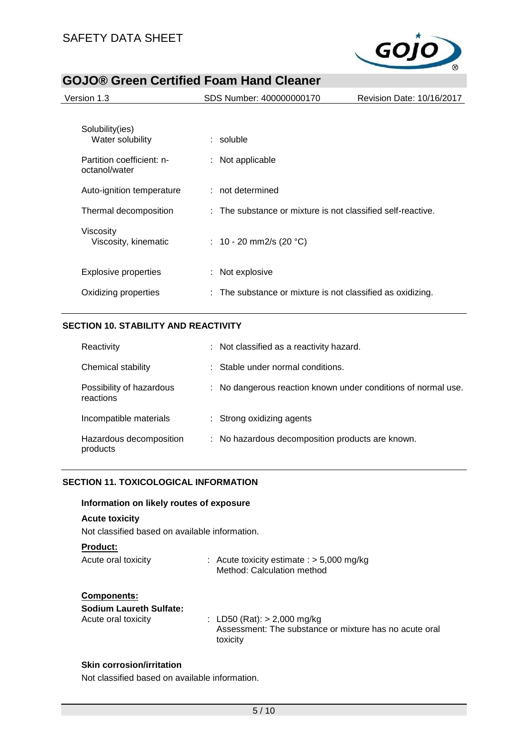| | | |
|---|---|---|
| Solubility(ies) | | |
| Water solubility | : | soluble |
| Partition coefficient: n-octanol/water | : | Not applicable |
| Auto-ignition temperature | : | not determined |
| Thermal decomposition | : | The substance or mixture is not classified self-reactive. |
| Viscosity | | |
| Viscosity, kinematic | : | 10 - 20 mm2/s (20 °C) |
| Explosive properties | : | Not explosive |
| Oxidizing properties | : | The substance or mixture is not classified as oxidizing. |

## SECTION 10. STABILITY AND REACTIVITY

| | | |
|---|---|---|
| Reactivity | : | Not classified as a reactivity hazard. |
| Chemical stability | : | Stable under normal conditions. |
| Possibility of hazardous reactions | : | No dangerous reaction known under conditions of normal use. |
| Incompatible materials | : | Strong oxidizing agents |
| Hazardous decomposition products | : | No hazardous decomposition products are known. |

## SECTION 11. TOXICOLOGICAL INFORMATION

**Information on likely routes of exposure**

**Acute toxicity**

Not classified based on available information.

**Product:**

Acute oral toxicity : Acute toxicity estimate : > 5,000 mg/kg
Method: Calculation method

**Components:**

**Sodium Laureth Sulfate:**

Acute oral toxicity : LD50 (Rat): > 2,000 mg/kg
Assessment: The substance or mixture has no acute oral toxicity

**Skin corrosion/irritation**

Not classified based on available information.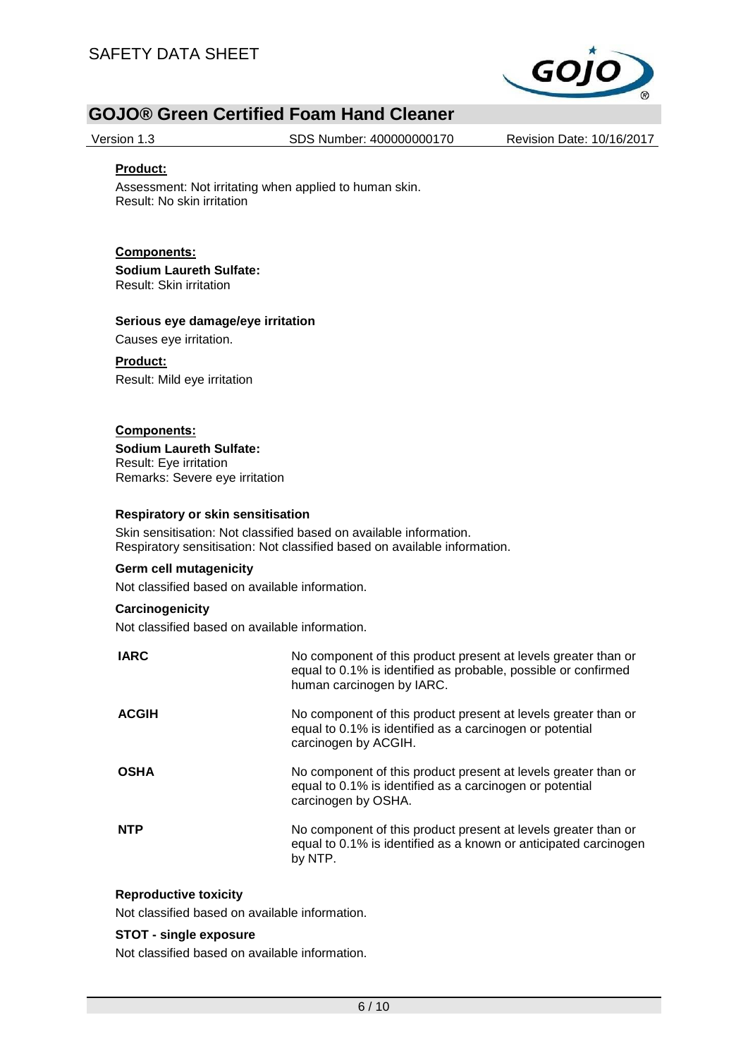**Product:**

Assessment: Not irritating when applied to human skin.
Result: No skin irritation

**Components:**

**Sodium Laureth Sulfate:**
Result: Skin irritation

### Serious eye damage/eye irritation

Causes eye irritation.

**Product:**

Result: Mild eye irritation

**Components:**

**Sodium Laureth Sulfate:**
Result: Eye irritation
Remarks: Severe eye irritation

### Respiratory or skin sensitisation

Skin sensitisation: Not classified based on available information.
Respiratory sensitisation: Not classified based on available information.

### Germ cell mutagenicity

Not classified based on available information.

### Carcinogenicity

Not classified based on available information.

| | |
|---|---|
| **IARC** | No component of this product present at levels greater than or equal to 0.1% is identified as probable, possible or confirmed human carcinogen by IARC. |
| **ACGIH** | No component of this product present at levels greater than or equal to 0.1% is identified as a carcinogen or potential carcinogen by ACGIH. |
| **OSHA** | No component of this product present at levels greater than or equal to 0.1% is identified as a carcinogen or potential carcinogen by OSHA. |
| **NTP** | No component of this product present at levels greater than or equal to 0.1% is identified as a known or anticipated carcinogen by NTP. |

### Reproductive toxicity

Not classified based on available information.

### STOT - single exposure

Not classified based on available information.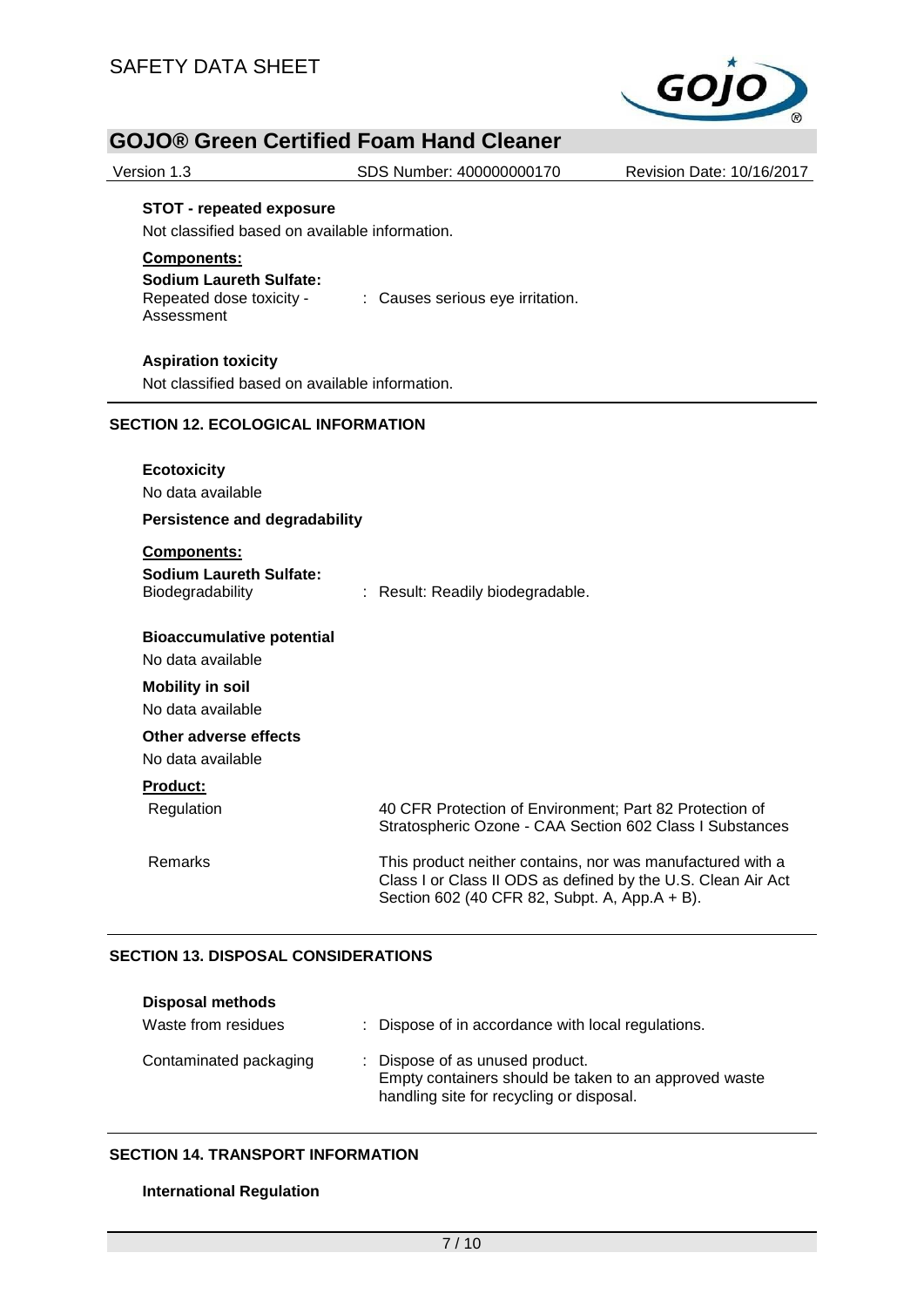**STOT - repeated exposure**

Not classified based on available information.

**Components:**

**Sodium Laureth Sulfate:**

Repeated dose toxicity - Assessment : Causes serious eye irritation.

**Aspiration toxicity**

Not classified based on available information.

## SECTION 12. ECOLOGICAL INFORMATION

**Ecotoxicity**

No data available

**Persistence and degradability**

**Components:**

**Sodium Laureth Sulfate:**

Biodegradability : Result: Readily biodegradable.

**Bioaccumulative potential**

No data available

**Mobility in soil**

No data available

**Other adverse effects**

No data available

**Product:**

Regulation: 40 CFR Protection of Environment; Part 82 Protection of Stratospheric Ozone - CAA Section 602 Class I Substances

Remarks: This product neither contains, nor was manufactured with a Class I or Class II ODS as defined by the U.S. Clean Air Act Section 602 (40 CFR 82, Subpt. A, App.A + B).

## SECTION 13. DISPOSAL CONSIDERATIONS

**Disposal methods**

Waste from residues : Dispose of in accordance with local regulations.

Contaminated packaging : Dispose of as unused product.
Empty containers should be taken to an approved waste handling site for recycling or disposal.

## SECTION 14. TRANSPORT INFORMATION

**International Regulation**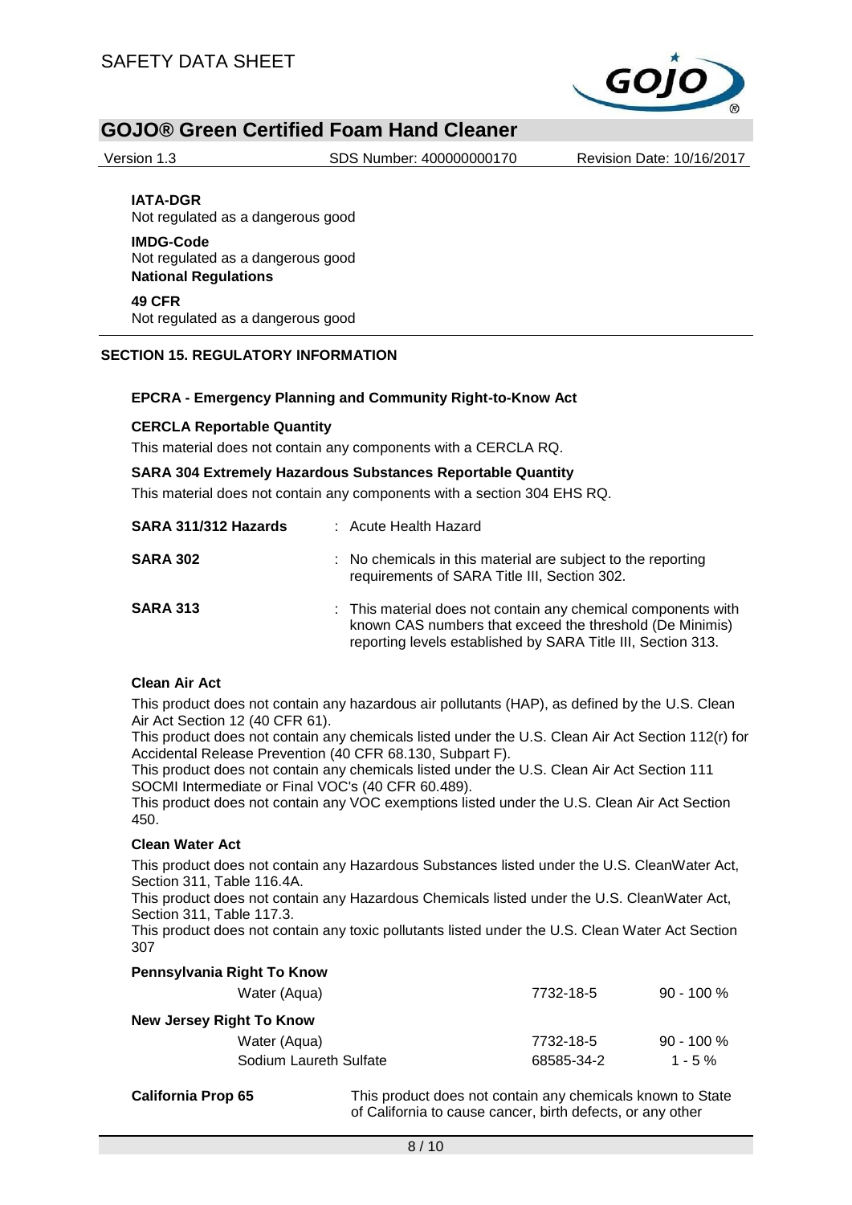**IATA-DGR**
Not regulated as a dangerous good

**IMDG-Code**
Not regulated as a dangerous good

**National Regulations**

**49 CFR**
Not regulated as a dangerous good

## SECTION 15. REGULATORY INFORMATION

**EPCRA - Emergency Planning and Community Right-to-Know Act**

**CERCLA Reportable Quantity**

This material does not contain any components with a CERCLA RQ.

**SARA 304 Extremely Hazardous Substances Reportable Quantity**

This material does not contain any components with a section 304 EHS RQ.

**SARA 311/312 Hazards** : Acute Health Hazard

**SARA 302** : No chemicals in this material are subject to the reporting requirements of SARA Title III, Section 302.

**SARA 313** : This material does not contain any chemical components with known CAS numbers that exceed the threshold (De Minimis) reporting levels established by SARA Title III, Section 313.

**Clean Air Act**

This product does not contain any hazardous air pollutants (HAP), as defined by the U.S. Clean Air Act Section 12 (40 CFR 61).
This product does not contain any chemicals listed under the U.S. Clean Air Act Section 112(r) for Accidental Release Prevention (40 CFR 68.130, Subpart F).
This product does not contain any chemicals listed under the U.S. Clean Air Act Section 111 SOCMI Intermediate or Final VOC's (40 CFR 60.489).
This product does not contain any VOC exemptions listed under the U.S. Clean Air Act Section 450.

**Clean Water Act**

This product does not contain any Hazardous Substances listed under the U.S. CleanWater Act, Section 311, Table 116.4A.
This product does not contain any Hazardous Chemicals listed under the U.S. CleanWater Act, Section 311, Table 117.3.
This product does not contain any toxic pollutants listed under the U.S. Clean Water Act Section 307

**Pennsylvania Right To Know**

| | | |
|---|---|---|
| Water (Aqua) | 7732-18-5 | 90 - 100 % |

**New Jersey Right To Know**

| | | |
|---|---|---|
| Water (Aqua) | 7732-18-5 | 90 - 100 % |
| Sodium Laureth Sulfate | 68585-34-2 | 1 - 5 % |

**California Prop 65** This product does not contain any chemicals known to State of California to cause cancer, birth defects, or any other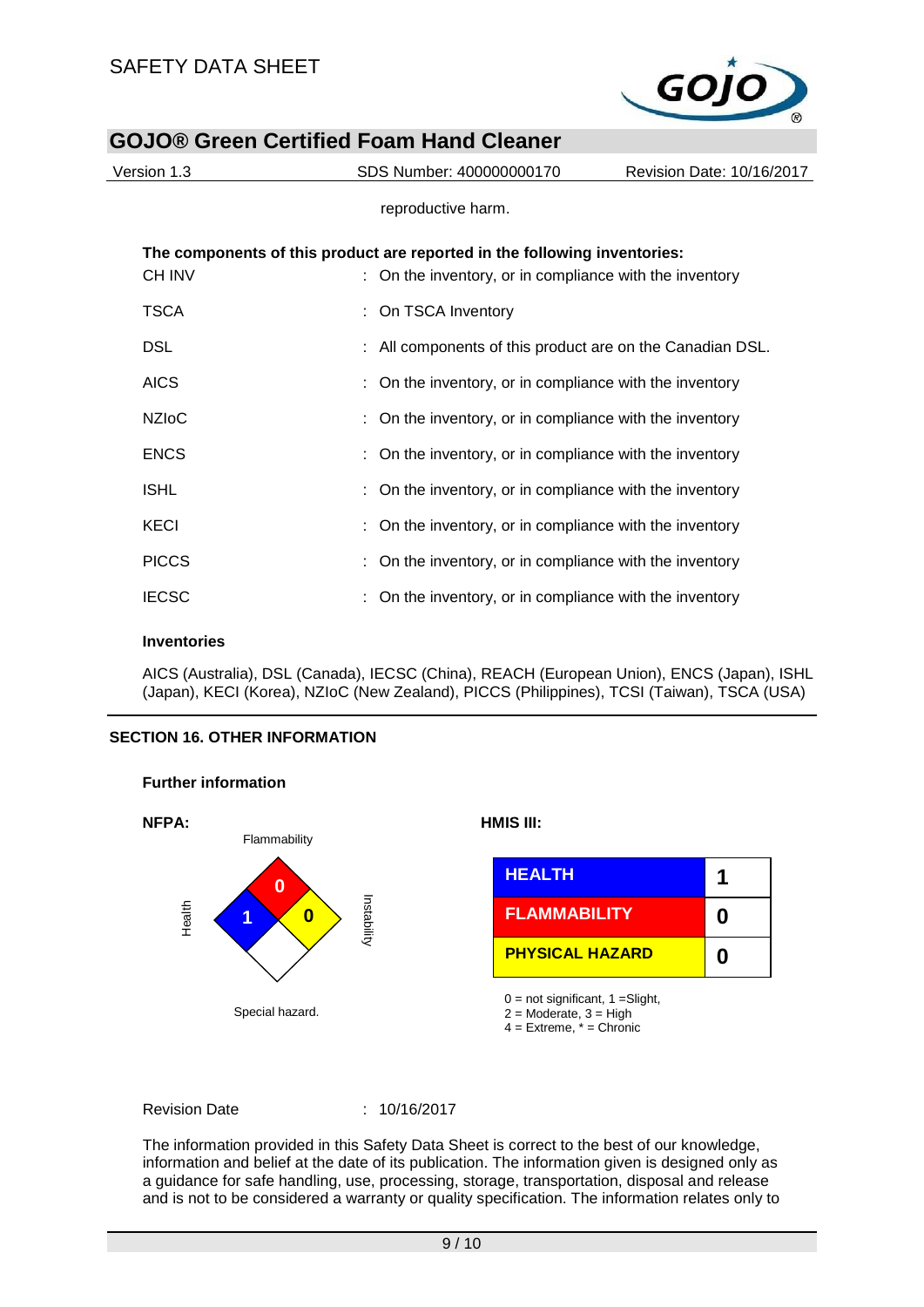reproductive harm.

**The components of this product are reported in the following inventories:**

| | |
|---|---|
| CH INV | : On the inventory, or in compliance with the inventory |
| TSCA | : On TSCA Inventory |
| DSL | : All components of this product are on the Canadian DSL. |
| AICS | : On the inventory, or in compliance with the inventory |
| NZIoC | : On the inventory, or in compliance with the inventory |
| ENCS | : On the inventory, or in compliance with the inventory |
| ISHL | : On the inventory, or in compliance with the inventory |
| KECI | : On the inventory, or in compliance with the inventory |
| PICCS | : On the inventory, or in compliance with the inventory |
| IECSC | : On the inventory, or in compliance with the inventory |

**Inventories**

AICS (Australia), DSL (Canada), IECSC (China), REACH (European Union), ENCS (Japan), ISHL (Japan), KECI (Korea), NZIoC (New Zealand), PICCS (Philippines), TCSI (Taiwan), TSCA (USA)

## SECTION 16. OTHER INFORMATION

**Further information**

**NFPA:**

Flammability: 0
Health: 1
Instability: 0
Special hazard.

**HMIS III:**

| | |
|---|---|
| HEALTH | 1 |
| FLAMMABILITY | 0 |
| PHYSICAL HAZARD | 0 |

0 = not significant, 1 =Slight,
2 = Moderate, 3 = High
4 = Extreme, * = Chronic

Revision Date : 10/16/2017

The information provided in this Safety Data Sheet is correct to the best of our knowledge, information and belief at the date of its publication. The information given is designed only as a guidance for safe handling, use, processing, storage, transportation, disposal and release and is not to be considered a warranty or quality specification. The information relates only to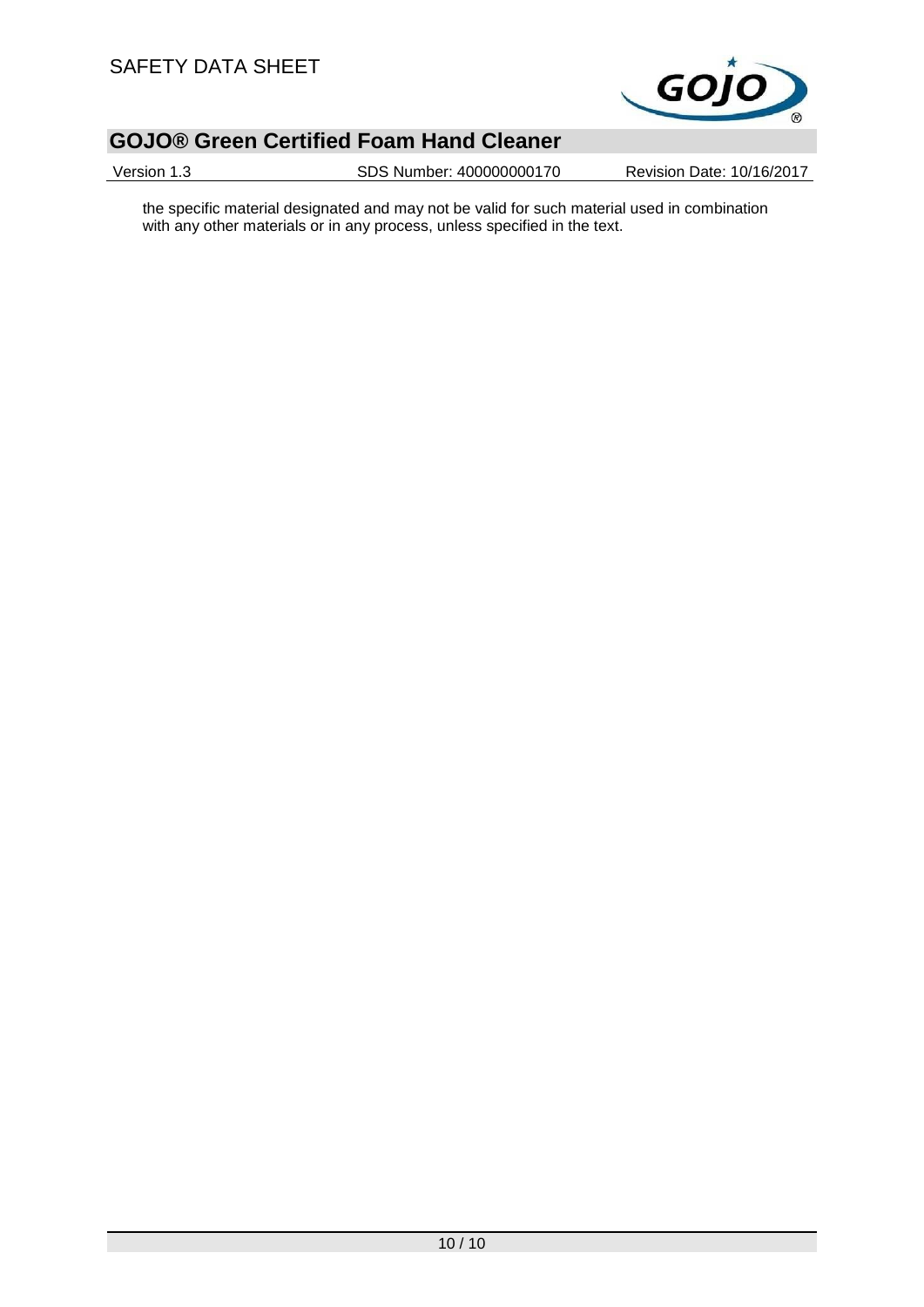the specific material designated and may not be valid for such material used in combination with any other materials or in any process, unless specified in the text.